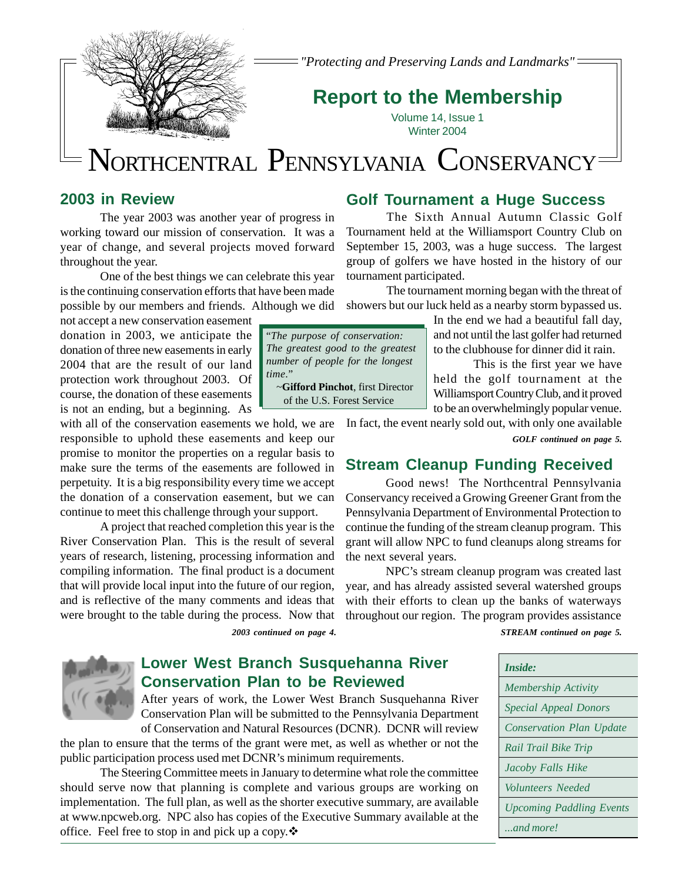"Protecting and Preserving Lands and Landmarks"

# Report to the Membership

Volume 14, Issue 1
Winter 2004

# NORTHCENTRAL PENNSYLVANIA CONSERVANCY

## 2003 in Review

The year 2003 was another year of progress in working toward our mission of conservation. It was a year of change, and several projects moved forward throughout the year.

One of the best things we can celebrate this year is the continuing conservation efforts that have been made possible by our members and friends. Although we did not accept a new conservation easement donation in 2003, we anticipate the donation of three new easements in early 2004 that are the result of our land protection work throughout 2003. Of course, the donation of these easements is not an ending, but a beginning. As with all of the conservation easements we hold, we are responsible to uphold these easements and keep our promise to monitor the properties on a regular basis to make sure the terms of the easements are followed in perpetuity. It is a big responsibility every time we accept the donation of a conservation easement, but we can continue to meet this challenge through your support.

A project that reached completion this year is the River Conservation Plan. This is the result of several years of research, listening, processing information and compiling information. The final product is a document that will provide local input into the future of our region, and is reflective of the many comments and ideas that were brought to the table during the process. Now that

***2003 continued on page 4.***

> "*The purpose of conservation: The greatest good to the greatest number of people for the longest time.*"
> ~**Gifford Pinchot**, first Director of the U.S. Forest Service

## Golf Tournament a Huge Success

The Sixth Annual Autumn Classic Golf Tournament held at the Williamsport Country Club on September 15, 2003, was a huge success. The largest group of golfers we have hosted in the history of our tournament participated.

The tournament morning began with the threat of showers but our luck held as a nearby storm bypassed us. In the end we had a beautiful fall day, and not until the last golfer had returned to the clubhouse for dinner did it rain.

This is the first year we have held the golf tournament at the Williamsport Country Club, and it proved to be an overwhelmingly popular venue. In fact, the event nearly sold out, with only one available

***GOLF continued on page 5.***

## Stream Cleanup Funding Received

Good news! The Northcentral Pennsylvania Conservancy received a Growing Greener Grant from the Pennsylvania Department of Environmental Protection to continue the funding of the stream cleanup program. This grant will allow NPC to fund cleanups along streams for the next several years.

NPC's stream cleanup program was created last year, and has already assisted several watershed groups with their efforts to clean up the banks of waterways throughout our region. The program provides assistance

***STREAM continued on page 5.***

## Lower West Branch Susquehanna River Conservation Plan to be Reviewed

After years of work, the Lower West Branch Susquehanna River Conservation Plan will be submitted to the Pennsylvania Department of Conservation and Natural Resources (DCNR). DCNR will review the plan to ensure that the terms of the grant were met, as well as whether or not the public participation process used met DCNR's minimum requirements.

The Steering Committee meets in January to determine what role the committee should serve now that planning is complete and various groups are working on implementation. The full plan, as well as the shorter executive summary, are available at www.npcweb.org. NPC also has copies of the Executive Summary available at the office. Feel free to stop in and pick up a copy.❖

| *Inside:* |
|---|
| *Membership Activity* |
| *Special Appeal Donors* |
| *Conservation Plan Update* |
| *Rail Trail Bike Trip* |
| *Jacoby Falls Hike* |
| *Volunteers Needed* |
| *Upcoming Paddling Events* |
| *...and more!* |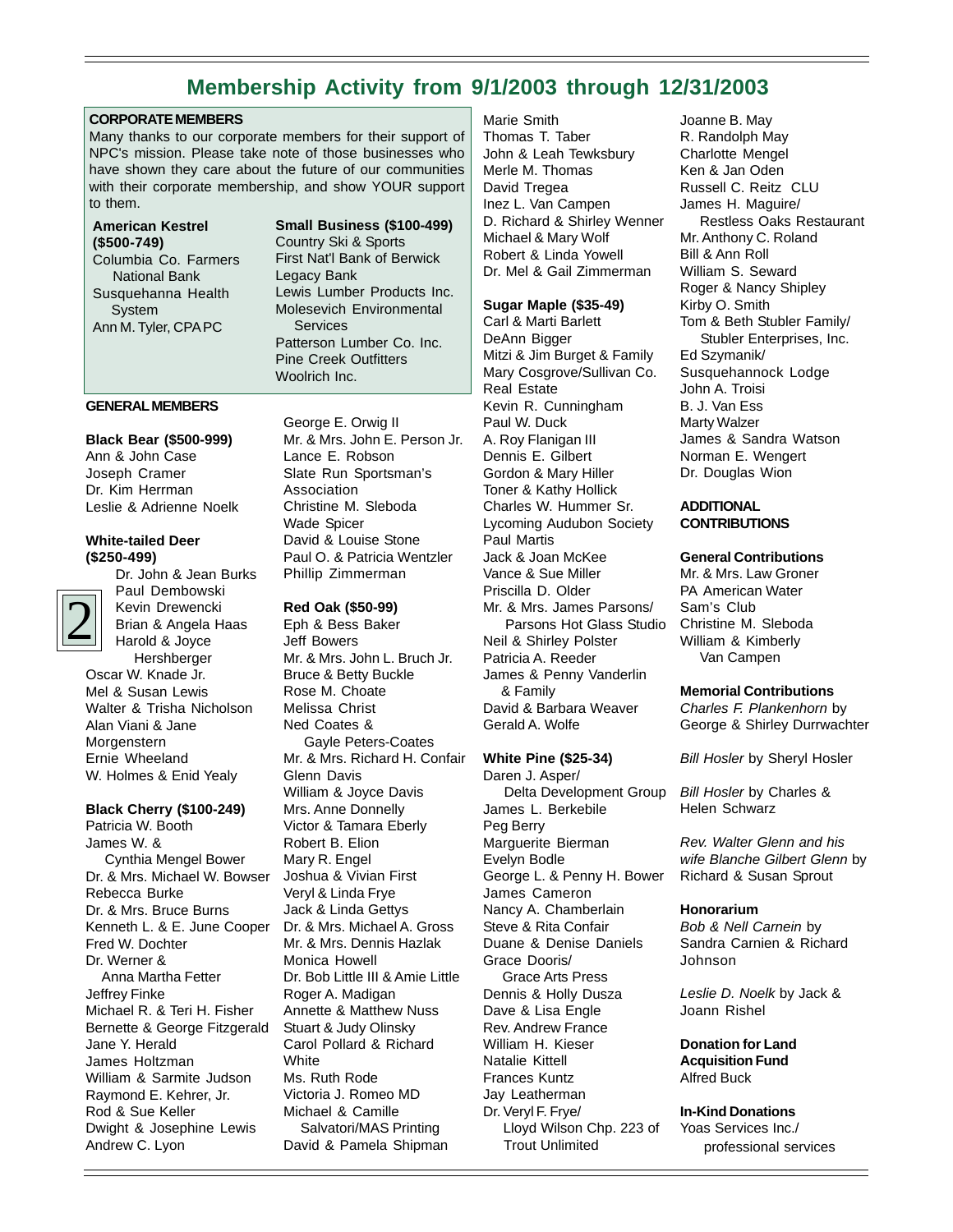# Membership Activity from 9/1/2003 through 12/31/2003

## CORPORATE MEMBERS

Many thanks to our corporate members for their support of NPC's mission. Please take note of those businesses who have shown they care about the future of our communities with their corporate membership, and show YOUR support to them.

**American Kestrel ($500-749)**
Columbia Co. Farmers National Bank
Susquehanna Health System
Ann M. Tyler, CPA PC

**Small Business ($100-499)**
Country Ski & Sports
First Nat'l Bank of Berwick
Legacy Bank
Lewis Lumber Products Inc.
Molesevich Environmental Services
Patterson Lumber Co. Inc.
Pine Creek Outfitters
Woolrich Inc.

## GENERAL MEMBERS

**Black Bear ($500-999)**
Ann & John Case
Joseph Cramer
Dr. Kim Herrman
Leslie & Adrienne Noelk

**White-tailed Deer ($250-499)**
Dr. John & Jean Burks
Paul Dembowski
Kevin Drewencki
Brian & Angela Haas
Harold & Joyce Hershberger
Oscar W. Knade Jr.
Mel & Susan Lewis
Walter & Trisha Nicholson
Alan Viani & Jane Morgenstern
Ernie Wheeland
W. Holmes & Enid Yealy

**Black Cherry ($100-249)**
Patricia W. Booth
James W. & Cynthia Mengel Bower
Dr. & Mrs. Michael W. Bowser
Rebecca Burke
Dr. & Mrs. Bruce Burns
Kenneth L. & E. June Cooper
Fred W. Dochter
Dr. Werner & Anna Martha Fetter
Jeffrey Finke
Michael R. & Teri H. Fisher
Bernette & George Fitzgerald
Jane Y. Herald
James Holtzman
William & Sarmite Judson
Raymond E. Kehrer, Jr.
Rod & Sue Keller
Dwight & Josephine Lewis
Andrew C. Lyon
George E. Orwig II
Mr. & Mrs. John E. Person Jr.
Lance E. Robson
Slate Run Sportsman's Association
Christine M. Sleboda
Wade Spicer
David & Louise Stone
Paul O. & Patricia Wentzler
Phillip Zimmerman

**Red Oak ($50-99)**
Eph & Bess Baker
Jeff Bowers
Mr. & Mrs. John L. Bruch Jr.
Bruce & Betty Buckle
Rose M. Choate
Melissa Christ
Ned Coates & Gayle Peters-Coates
Mr. & Mrs. Richard H. Confair
Glenn Davis
William & Joyce Davis
Mrs. Anne Donnelly
Victor & Tamara Eberly
Robert B. Elion
Mary R. Engel
Joshua & Vivian First
Veryl & Linda Frye
Jack & Linda Gettys
Dr. & Mrs. Michael A. Gross
Mr. & Mrs. Dennis Hazlak
Monica Howell
Dr. Bob Little III & Amie Little
Roger A. Madigan
Annette & Matthew Nuss
Stuart & Judy Olinsky
Carol Pollard & Richard White
Ms. Ruth Rode
Victoria J. Romeo MD
Michael & Camille Salvatori/MAS Printing
David & Pamela Shipman
Marie Smith
Thomas T. Taber
John & Leah Tewksbury
Merle M. Thomas
David Tregea
Inez L. Van Campen
D. Richard & Shirley Wenner
Michael & Mary Wolf
Robert & Linda Yowell
Dr. Mel & Gail Zimmerman

**Sugar Maple ($35-49)**
Carl & Marti Barlett
DeAnn Bigger
Mitzi & Jim Burget & Family
Mary Cosgrove/Sullivan Co. Real Estate
Kevin R. Cunningham
Paul W. Duck
A. Roy Flanigan III
Dennis E. Gilbert
Gordon & Mary Hiller
Toner & Kathy Hollick
Charles W. Hummer Sr.
Lycoming Audubon Society
Paul Martis
Jack & Joan McKee
Vance & Sue Miller
Priscilla D. Older
Mr. & Mrs. James Parsons/ Parsons Hot Glass Studio
Neil & Shirley Polster
Patricia A. Reeder
James & Penny Vanderlin & Family
David & Barbara Weaver
Gerald A. Wolfe

**White Pine ($25-34)**
Daren J. Asper/ Delta Development Group
James L. Berkebile
Peg Berry
Marguerite Bierman
Evelyn Bodle
George L. & Penny H. Bower
James Cameron
Nancy A. Chamberlain
Steve & Rita Confair
Duane & Denise Daniels
Grace Dooris/ Grace Arts Press
Dennis & Holly Dusza
Dave & Lisa Engle
Rev. Andrew France
William H. Kieser
Natalie Kittell
Frances Kuntz
Jay Leatherman
Dr. Veryl F. Frye/ Lloyd Wilson Chp. 223 of Trout Unlimited
Joanne B. May
R. Randolph May
Charlotte Mengel
Ken & Jan Oden
Russell C. Reitz CLU
James H. Maguire/ Restless Oaks Restaurant
Mr. Anthony C. Roland
Bill & Ann Roll
William S. Seward
Roger & Nancy Shipley
Kirby O. Smith
Tom & Beth Stubler Family/ Stubler Enterprises, Inc.
Ed Szymanik/ Susquehannock Lodge
John A. Troisi
B. J. Van Ess
Marty Walzer
James & Sandra Watson
Norman E. Wengert
Dr. Douglas Wion

## ADDITIONAL CONTRIBUTIONS

**General Contributions**
Mr. & Mrs. Law Groner
PA American Water
Sam's Club
Christine M. Sleboda
William & Kimberly Van Campen

**Memorial Contributions**

*Charles F. Plankenhorn* by George & Shirley Durrwachter

*Bill Hosler* by Sheryl Hosler

*Bill Hosler* by Charles & Helen Schwarz

*Rev. Walter Glenn and his wife Blanche Gilbert Glenn* by Richard & Susan Sprout

**Honorarium**

*Bob & Nell Carnein* by Sandra Carnien & Richard Johnson

*Leslie D. Noelk* by Jack & Joann Rishel

**Donation for Land Acquisition Fund**
Alfred Buck

**In-Kind Donations**
Yoas Services Inc./ professional services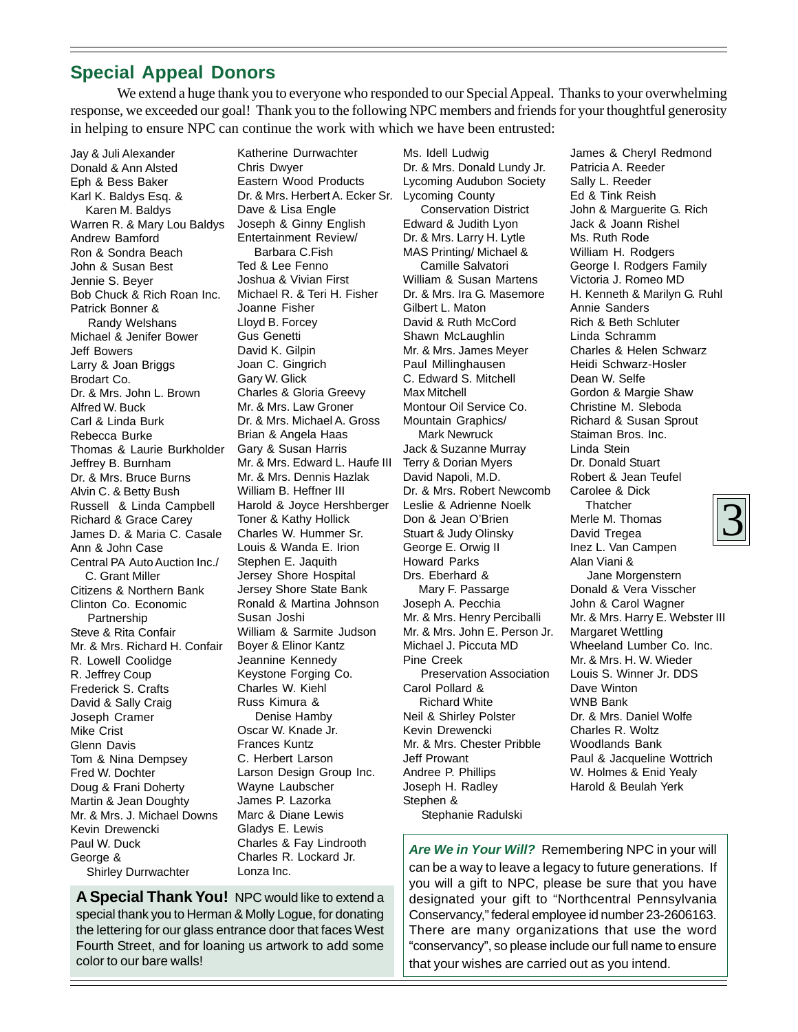## Special Appeal Donors

We extend a huge thank you to everyone who responded to our Special Appeal. Thanks to your overwhelming response, we exceeded our goal! Thank you to the following NPC members and friends for your thoughtful generosity in helping to ensure NPC can continue the work with which we have been entrusted:

Jay & Juli Alexander
Donald & Ann Alsted
Eph & Bess Baker
Karl K. Baldys Esq. & Karen M. Baldys
Warren R. & Mary Lou Baldys
Andrew Bamford
Ron & Sondra Beach
John & Susan Best
Jennie S. Beyer
Bob Chuck & Rich Roan Inc.
Patrick Bonner & Randy Welshans
Michael & Jenifer Bower
Jeff Bowers
Larry & Joan Briggs
Brodart Co.
Dr. & Mrs. John L. Brown
Alfred W. Buck
Carl & Linda Burk
Rebecca Burke
Thomas & Laurie Burkholder
Jeffrey B. Burnham
Dr. & Mrs. Bruce Burns
Alvin C. & Betty Bush
Russell & Linda Campbell
Richard & Grace Carey
James D. & Maria C. Casale
Ann & John Case
Central PA Auto Auction Inc./ C. Grant Miller
Citizens & Northern Bank
Clinton Co. Economic Partnership
Steve & Rita Confair
Mr. & Mrs. Richard H. Confair
R. Lowell Coolidge
R. Jeffrey Coup
Frederick S. Crafts
David & Sally Craig
Joseph Cramer
Mike Crist
Glenn Davis
Tom & Nina Dempsey
Fred W. Dochter
Doug & Frani Doherty
Martin & Jean Doughty
Mr. & Mrs. J. Michael Downs
Kevin Drewencki
Paul W. Duck
George & Shirley Durrwachter
Katherine Durrwachter
Chris Dwyer
Eastern Wood Products
Dr. & Mrs. Herbert A. Ecker Sr.
Dave & Lisa Engle
Joseph & Ginny English
Entertainment Review/ Barbara C.Fish
Ted & Lee Fenno
Joshua & Vivian First
Michael R. & Teri H. Fisher
Joanne Fisher
Lloyd B. Forcey
Gus Genetti
David K. Gilpin
Joan C. Gingrich
Gary W. Glick
Charles & Gloria Greevy
Mr. & Mrs. Law Groner
Dr. & Mrs. Michael A. Gross
Brian & Angela Haas
Gary & Susan Harris
Mr. & Mrs. Edward L. Haufe III
Mr. & Mrs. Dennis Hazlak
William B. Heffner III
Harold & Joyce Hershberger
Toner & Kathy Hollick
Charles W. Hummer Sr.
Louis & Wanda E. Irion
Stephen E. Jaquith
Jersey Shore Hospital
Jersey Shore State Bank
Ronald & Martina Johnson
Susan Joshi
William & Sarmite Judson
Boyer & Elinor Kantz
Jeannine Kennedy
Keystone Forging Co.
Charles W. Kiehl
Russ Kimura & Denise Hamby
Oscar W. Knade Jr.
Frances Kuntz
C. Herbert Larson
Larson Design Group Inc.
Wayne Laubscher
James P. Lazorka
Marc & Diane Lewis
Gladys E. Lewis
Charles & Fay Lindrooth
Charles R. Lockard Jr.
Lonza Inc.
Ms. Idell Ludwig
Dr. & Mrs. Donald Lundy Jr.
Lycoming Audubon Society
Lycoming County Conservation District
Edward & Judith Lyon
Dr. & Mrs. Larry H. Lytle
MAS Printing/ Michael & Camille Salvatori
William & Susan Martens
Dr. & Mrs. Ira G. Masemore
Gilbert L. Maton
David & Ruth McCord
Shawn McLaughlin
Mr. & Mrs. James Meyer
Paul Millinghausen
C. Edward S. Mitchell
Max Mitchell
Montour Oil Service Co.
Mountain Graphics/ Mark Newruck
Jack & Suzanne Murray
Terry & Dorian Myers
David Napoli, M.D.
Dr. & Mrs. Robert Newcomb
Leslie & Adrienne Noelk
Don & Jean O'Brien
Stuart & Judy Olinsky
George E. Orwig II
Howard Parks
Drs. Eberhard & Mary F. Passarge
Joseph A. Pecchia
Mr. & Mrs. Henry Perciballi
Mr. & Mrs. John E. Person Jr.
Michael J. Piccuta MD
Pine Creek Preservation Association
Carol Pollard & Richard White
Neil & Shirley Polster
Kevin Drewencki
Mr. & Mrs. Chester Pribble
Jeff Prowant
Andree P. Phillips
Joseph H. Radley
Stephen & Stephanie Radulski
James & Cheryl Redmond
Patricia A. Reeder
Sally L. Reeder
Ed & Tink Reish
John & Marguerite G. Rich
Jack & Joann Rishel
Ms. Ruth Rode
William H. Rodgers
George I. Rodgers Family
Victoria J. Romeo MD
H. Kenneth & Marilyn G. Ruhl
Annie Sanders
Rich & Beth Schluter
Linda Schramm
Charles & Helen Schwarz
Heidi Schwarz-Hosler
Dean W. Selfe
Gordon & Margie Shaw
Christine M. Sleboda
Richard & Susan Sprout
Staiman Bros. Inc.
Linda Stein
Dr. Donald Stuart
Robert & Jean Teufel
Carolee & Dick Thatcher
Merle M. Thomas
David Tregea
Inez L. Van Campen
Alan Viani & Jane Morgenstern
Donald & Vera Visscher
John & Carol Wagner
Mr. & Mrs. Harry E. Webster III
Margaret Wettling
Wheeland Lumber Co. Inc.
Mr. & Mrs. H. W. Wieder
Louis S. Winner Jr. DDS
Dave Winton
WNB Bank
Dr. & Mrs. Daniel Wolfe
Charles R. Woltz
Woodlands Bank
Paul & Jacqueline Wottrich
W. Holmes & Enid Yealy
Harold & Beulah Yerk

**A Special Thank You!** NPC would like to extend a special thank you to Herman & Molly Logue, for donating the lettering for our glass entrance door that faces West Fourth Street, and for loaning us artwork to add some color to our bare walls!

***Are We in Your Will?*** Remembering NPC in your will can be a way to leave a legacy to future generations. If you will a gift to NPC, please be sure that you have designated your gift to "Northcentral Pennsylvania Conservancy," federal employee id number 23-2606163. There are many organizations that use the word "conservancy", so please include our full name to ensure that your wishes are carried out as you intend.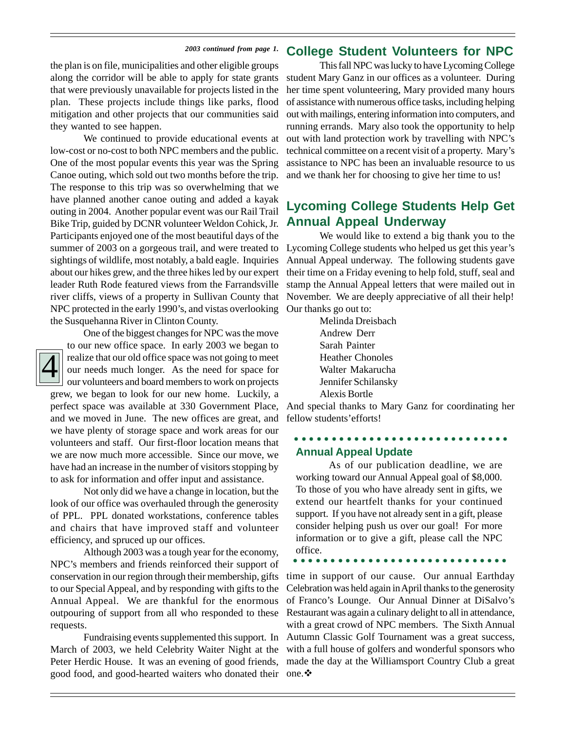*2003 continued from page 1.*

the plan is on file, municipalities and other eligible groups along the corridor will be able to apply for state grants that were previously unavailable for projects listed in the plan. These projects include things like parks, flood mitigation and other projects that our communities said they wanted to see happen.

We continued to provide educational events at low-cost or no-cost to both NPC members and the public. One of the most popular events this year was the Spring Canoe outing, which sold out two months before the trip. The response to this trip was so overwhelming that we have planned another canoe outing and added a kayak outing in 2004. Another popular event was our Rail Trail Bike Trip, guided by DCNR volunteer Weldon Cohick, Jr. Participants enjoyed one of the most beautiful days of the summer of 2003 on a gorgeous trail, and were treated to sightings of wildlife, most notably, a bald eagle. Inquiries about our hikes grew, and the three hikes led by our expert leader Ruth Rode featured views from the Farrandsville river cliffs, views of a property in Sullivan County that NPC protected in the early 1990's, and vistas overlooking the Susquehanna River in Clinton County.

One of the biggest changes for NPC was the move to our new office space. In early 2003 we began to realize that our old office space was not going to meet our needs much longer. As the need for space for our volunteers and board members to work on projects grew, we began to look for our new home. Luckily, a perfect space was available at 330 Government Place, and we moved in June. The new offices are great, and we have plenty of storage space and work areas for our volunteers and staff. Our first-floor location means that we are now much more accessible. Since our move, we have had an increase in the number of visitors stopping by to ask for information and offer input and assistance.

Not only did we have a change in location, but the look of our office was overhauled through the generosity of PPL. PPL donated workstations, conference tables and chairs that have improved staff and volunteer efficiency, and spruced up our offices.

Although 2003 was a tough year for the economy, NPC's members and friends reinforced their support of conservation in our region through their membership, gifts to our Special Appeal, and by responding with gifts to the Annual Appeal. We are thankful for the enormous outpouring of support from all who responded to these requests.

Fundraising events supplemented this support. In March of 2003, we held Celebrity Waiter Night at the Peter Herdic House. It was an evening of good friends, good food, and good-hearted waiters who donated their time in support of our cause. Our annual Earthday Celebration was held again in April thanks to the generosity of Franco's Lounge. Our Annual Dinner at DiSalvo's Restaurant was again a culinary delight to all in attendance, with a great crowd of NPC members. The Sixth Annual Autumn Classic Golf Tournament was a great success, with a full house of golfers and wonderful sponsors who made the day at the Williamsport Country Club a great one.❖

## College Student Volunteers for NPC

This fall NPC was lucky to have Lycoming College student Mary Ganz in our offices as a volunteer. During her time spent volunteering, Mary provided many hours of assistance with numerous office tasks, including helping out with mailings, entering information into computers, and running errands. Mary also took the opportunity to help out with land protection work by travelling with NPC's technical committee on a recent visit of a property. Mary's assistance to NPC has been an invaluable resource to us and we thank her for choosing to give her time to us!

## Lycoming College Students Help Get Annual Appeal Underway

We would like to extend a big thank you to the Lycoming College students who helped us get this year's Annual Appeal underway. The following students gave their time on a Friday evening to help fold, stuff, seal and stamp the Annual Appeal letters that were mailed out in November. We are deeply appreciative of all their help! Our thanks go out to:

Melinda Dreisbach
Andrew Derr
Sarah Painter
Heather Chonoles
Walter Makarucha
Jennifer Schilansky
Alexis Bortle

And special thanks to Mary Ganz for coordinating her fellow students' efforts!

### Annual Appeal Update

As of our publication deadline, we are working toward our Annual Appeal goal of $8,000. To those of you who have already sent in gifts, we extend our heartfelt thanks for your continued support. If you have not already sent in a gift, please consider helping push us over our goal! For more information or to give a gift, please call the NPC office.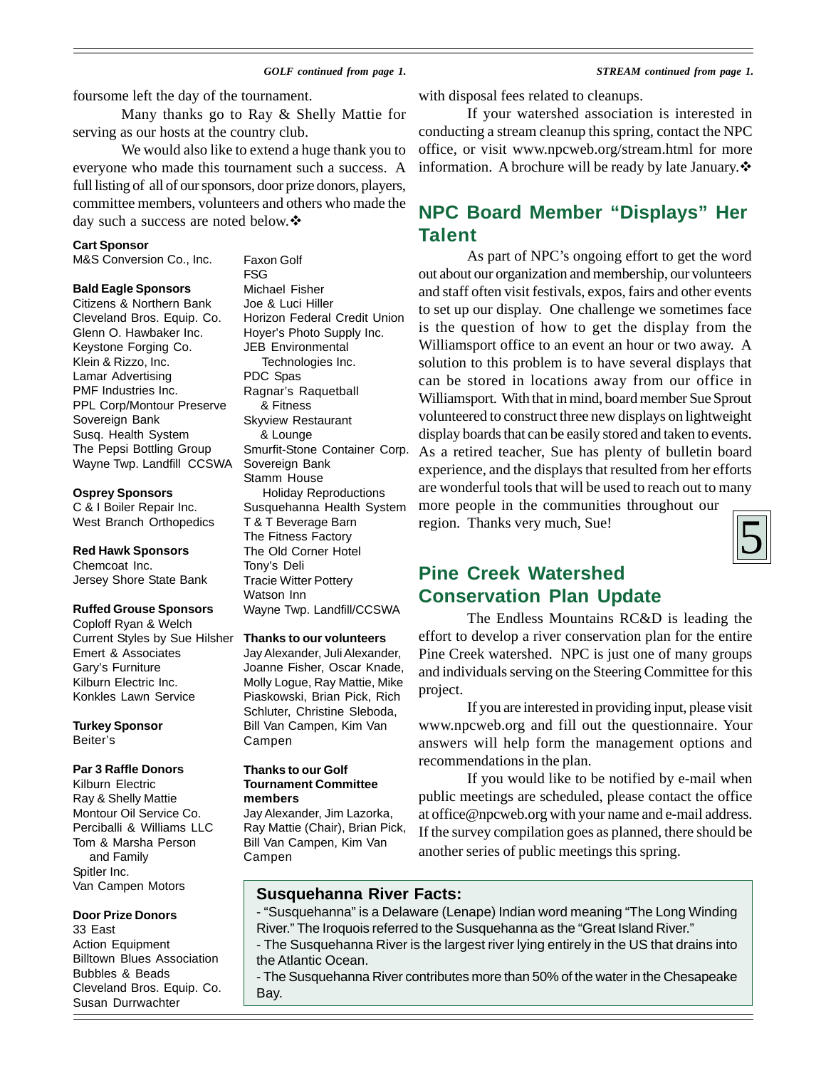*GOLF continued from page 1.*

foursome left the day of the tournament.

Many thanks go to Ray & Shelly Mattie for serving as our hosts at the country club.

We would also like to extend a huge thank you to everyone who made this tournament such a success. A full listing of all of our sponsors, door prize donors, players, committee members, volunteers and others who made the day such a success are noted below.❖

**Cart Sponsor**
M&S Conversion Co., Inc.

**Bald Eagle Sponsors**
Citizens & Northern Bank
Cleveland Bros. Equip. Co.
Glenn O. Hawbaker Inc.
Keystone Forging Co.
Klein & Rizzo, Inc.
Lamar Advertising
PMF Industries Inc.
PPL Corp/Montour Preserve
Sovereign Bank
Susq. Health System
The Pepsi Bottling Group
Wayne Twp. Landfill CCSWA

**Osprey Sponsors**
C & I Boiler Repair Inc.
West Branch Orthopedics

**Red Hawk Sponsors**
Chemcoat Inc.
Jersey Shore State Bank

**Ruffed Grouse Sponsors**
Coploff Ryan & Welch
Current Styles by Sue Hilsher
Emert & Associates
Gary's Furniture
Kilburn Electric Inc.
Konkles Lawn Service

**Turkey Sponsor**
Beiter's

**Par 3 Raffle Donors**
Kilburn Electric
Ray & Shelly Mattie
Montour Oil Service Co.
Perciballi & Williams LLC
Tom & Marsha Person and Family
Spitler Inc.
Van Campen Motors

**Door Prize Donors**
33 East
Action Equipment
Billtown Blues Association
Bubbles & Beads
Cleveland Bros. Equip. Co.
Susan Durrwachter
Faxon Golf
FSG
Michael Fisher
Joe & Luci Hiller
Horizon Federal Credit Union
Hoyer's Photo Supply Inc.
JEB Environmental Technologies Inc.
PDC Spas
Ragnar's Raquetball & Fitness
Skyview Restaurant & Lounge
Smurfit-Stone Container Corp.
Sovereign Bank
Stamm House Holiday Reproductions
Susquehanna Health System
T & T Beverage Barn
The Fitness Factory
The Old Corner Hotel
Tony's Deli
Tracie Witter Pottery
Watson Inn
Wayne Twp. Landfill/CCSWA

**Thanks to our volunteers**
Jay Alexander, Juli Alexander, Joanne Fisher, Oscar Knade, Molly Logue, Ray Mattie, Mike Piaskowski, Brian Pick, Rich Schluter, Christine Sleboda, Bill Van Campen, Kim Van Campen

**Thanks to our Golf Tournament Committee members**
Jay Alexander, Jim Lazorka, Ray Mattie (Chair), Brian Pick, Bill Van Campen, Kim Van Campen

*STREAM continued from page 1.*

with disposal fees related to cleanups.

If your watershed association is interested in conducting a stream cleanup this spring, contact the NPC office, or visit www.npcweb.org/stream.html for more information. A brochure will be ready by late January.❖

## NPC Board Member "Displays" Her Talent

As part of NPC's ongoing effort to get the word out about our organization and membership, our volunteers and staff often visit festivals, expos, fairs and other events to set up our display. One challenge we sometimes face is the question of how to get the display from the Williamsport office to an event an hour or two away. A solution to this problem is to have several displays that can be stored in locations away from our office in Williamsport. With that in mind, board member Sue Sprout volunteered to construct three new displays on lightweight display boards that can be easily stored and taken to events. As a retired teacher, Sue has plenty of bulletin board experience, and the displays that resulted from her efforts are wonderful tools that will be used to reach out to many more people in the communities throughout our region. Thanks very much, Sue!

## Pine Creek Watershed Conservation Plan Update

The Endless Mountains RC&D is leading the effort to develop a river conservation plan for the entire Pine Creek watershed. NPC is just one of many groups and individuals serving on the Steering Committee for this project.

If you are interested in providing input, please visit www.npcweb.org and fill out the questionnaire. Your answers will help form the management options and recommendations in the plan.

If you would like to be notified by e-mail when public meetings are scheduled, please contact the office at office@npcweb.org with your name and e-mail address. If the survey compilation goes as planned, there should be another series of public meetings this spring.

### Susquehanna River Facts:

- "Susquehanna" is a Delaware (Lenape) Indian word meaning "The Long Winding River." The Iroquois referred to the Susquehanna as the "Great Island River."
- The Susquehanna River is the largest river lying entirely in the US that drains into the Atlantic Ocean.
- The Susquehanna River contributes more than 50% of the water in the Chesapeake Bay.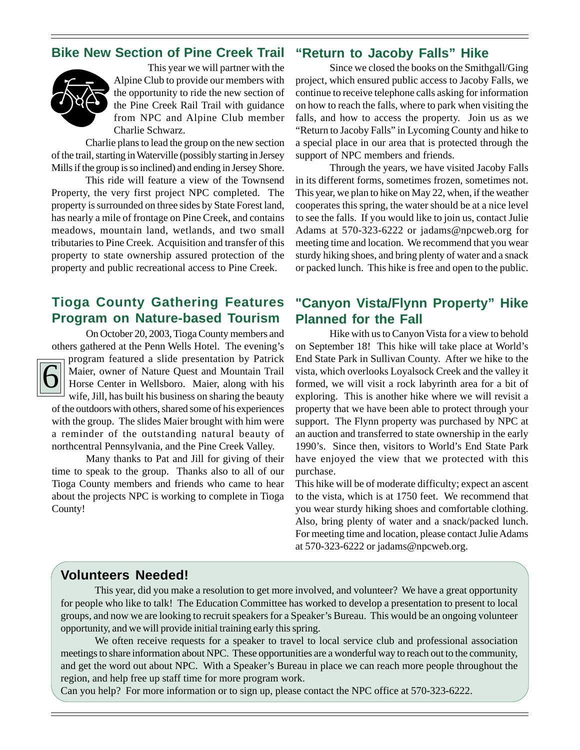## Bike New Section of Pine Creek Trail

This year we will partner with the Alpine Club to provide our members with the opportunity to ride the new section of the Pine Creek Rail Trail with guidance from NPC and Alpine Club member Charlie Schwarz.

Charlie plans to lead the group on the new section of the trail, starting in Waterville (possibly starting in Jersey Mills if the group is so inclined) and ending in Jersey Shore.

This ride will feature a view of the Townsend Property, the very first project NPC completed. The property is surrounded on three sides by State Forest land, has nearly a mile of frontage on Pine Creek, and contains meadows, mountain land, wetlands, and two small tributaries to Pine Creek. Acquisition and transfer of this property to state ownership assured protection of the property and public recreational access to Pine Creek.

## Tioga County Gathering Features Program on Nature-based Tourism

On October 20, 2003, Tioga County members and others gathered at the Penn Wells Hotel. The evening's program featured a slide presentation by Patrick Maier, owner of Nature Quest and Mountain Trail Horse Center in Wellsboro. Maier, along with his wife, Jill, has built his business on sharing the beauty of the outdoors with others, shared some of his experiences with the group. The slides Maier brought with him were a reminder of the outstanding natural beauty of northcentral Pennsylvania, and the Pine Creek Valley.

Many thanks to Pat and Jill for giving of their time to speak to the group. Thanks also to all of our Tioga County members and friends who came to hear about the projects NPC is working to complete in Tioga County!

## "Return to Jacoby Falls" Hike

Since we closed the books on the Smithgall/Ging project, which ensured public access to Jacoby Falls, we continue to receive telephone calls asking for information on how to reach the falls, where to park when visiting the falls, and how to access the property. Join us as we "Return to Jacoby Falls" in Lycoming County and hike to a special place in our area that is protected through the support of NPC members and friends.

Through the years, we have visited Jacoby Falls in its different forms, sometimes frozen, sometimes not. This year, we plan to hike on May 22, when, if the weather cooperates this spring, the water should be at a nice level to see the falls. If you would like to join us, contact Julie Adams at 570-323-6222 or jadams@npcweb.org for meeting time and location. We recommend that you wear sturdy hiking shoes, and bring plenty of water and a snack or packed lunch. This hike is free and open to the public.

## "Canyon Vista/Flynn Property" Hike Planned for the Fall

Hike with us to Canyon Vista for a view to behold on September 18! This hike will take place at World's End State Park in Sullivan County. After we hike to the vista, which overlooks Loyalsock Creek and the valley it formed, we will visit a rock labyrinth area for a bit of exploring. This is another hike where we will revisit a property that we have been able to protect through your support. The Flynn property was purchased by NPC at an auction and transferred to state ownership in the early 1990's. Since then, visitors to World's End State Park have enjoyed the view that we protected with this purchase.

This hike will be of moderate difficulty; expect an ascent to the vista, which is at 1750 feet. We recommend that you wear sturdy hiking shoes and comfortable clothing. Also, bring plenty of water and a snack/packed lunch. For meeting time and location, please contact Julie Adams at 570-323-6222 or jadams@npcweb.org.

## Volunteers Needed!

This year, did you make a resolution to get more involved, and volunteer? We have a great opportunity for people who like to talk! The Education Committee has worked to develop a presentation to present to local groups, and now we are looking to recruit speakers for a Speaker's Bureau. This would be an ongoing volunteer opportunity, and we will provide initial training early this spring.

We often receive requests for a speaker to travel to local service club and professional association meetings to share information about NPC. These opportunities are a wonderful way to reach out to the community, and get the word out about NPC. With a Speaker's Bureau in place we can reach more people throughout the region, and help free up staff time for more program work.

Can you help? For more information or to sign up, please contact the NPC office at 570-323-6222.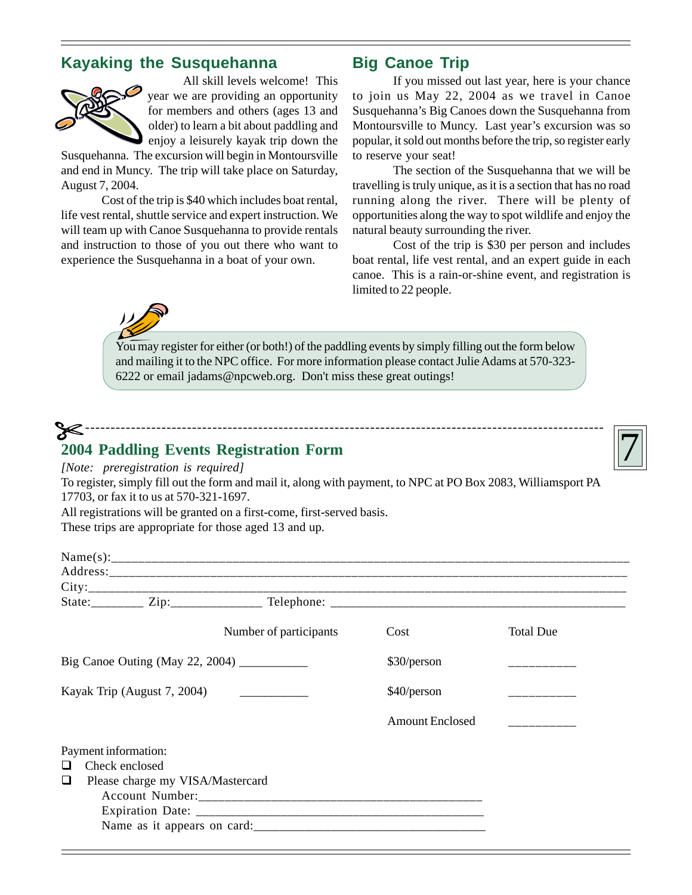## Kayaking the Susquehanna

All skill levels welcome! This year we are providing an opportunity for members and others (ages 13 and older) to learn a bit about paddling and enjoy a leisurely kayak trip down the Susquehanna. The excursion will begin in Montoursville and end in Muncy. The trip will take place on Saturday, August 7, 2004.

Cost of the trip is $40 which includes boat rental, life vest rental, shuttle service and expert instruction. We will team up with Canoe Susquehanna to provide rentals and instruction to those of you out there who want to experience the Susquehanna in a boat of your own.

## Big Canoe Trip

If you missed out last year, here is your chance to join us May 22, 2004 as we travel in Canoe Susquehanna's Big Canoes down the Susquehanna from Montoursville to Muncy. Last year's excursion was so popular, it sold out months before the trip, so register early to reserve your seat!

The section of the Susquehanna that we will be travelling is truly unique, as it is a section that has no road running along the river. There will be plenty of opportunities along the way to spot wildlife and enjoy the natural beauty surrounding the river.

Cost of the trip is $30 per person and includes boat rental, life vest rental, and an expert guide in each canoe. This is a rain-or-shine event, and registration is limited to 22 people.

You may register for either (or both!) of the paddling events by simply filling out the form below and mailing it to the NPC office. For more information please contact Julie Adams at 570-323-6222 or email jadams@npcweb.org. Don't miss these great outings!

---

## 2004 Paddling Events Registration Form

*[Note: preregistration is required]*

To register, simply fill out the form and mail it, along with payment, to NPC at PO Box 2083, Williamsport PA 17703, or fax it to us at 570-321-1697.

All registrations will be granted on a first-come, first-served basis.

These trips are appropriate for those aged 13 and up.

Name(s):________________________________________________________________

Address:________________________________________________________________

City:___________________________________________________________________

State:________ Zip:______________ Telephone: ____________________________________

| | Number of participants | Cost | Total Due |
|---|---|---|---|
| Big Canoe Outing (May 22, 2004) | ___________ | $30/person | __________ |
| Kayak Trip (August 7, 2004) | ___________ | $40/person | __________ |
| | | Amount Enclosed | __________ |

Payment information:

- ☐ Check enclosed
- ☐ Please charge my VISA/Mastercard

  Account Number:____________________________________________

  Expiration Date: ____________________________________________

  Name as it appears on card:___________________________________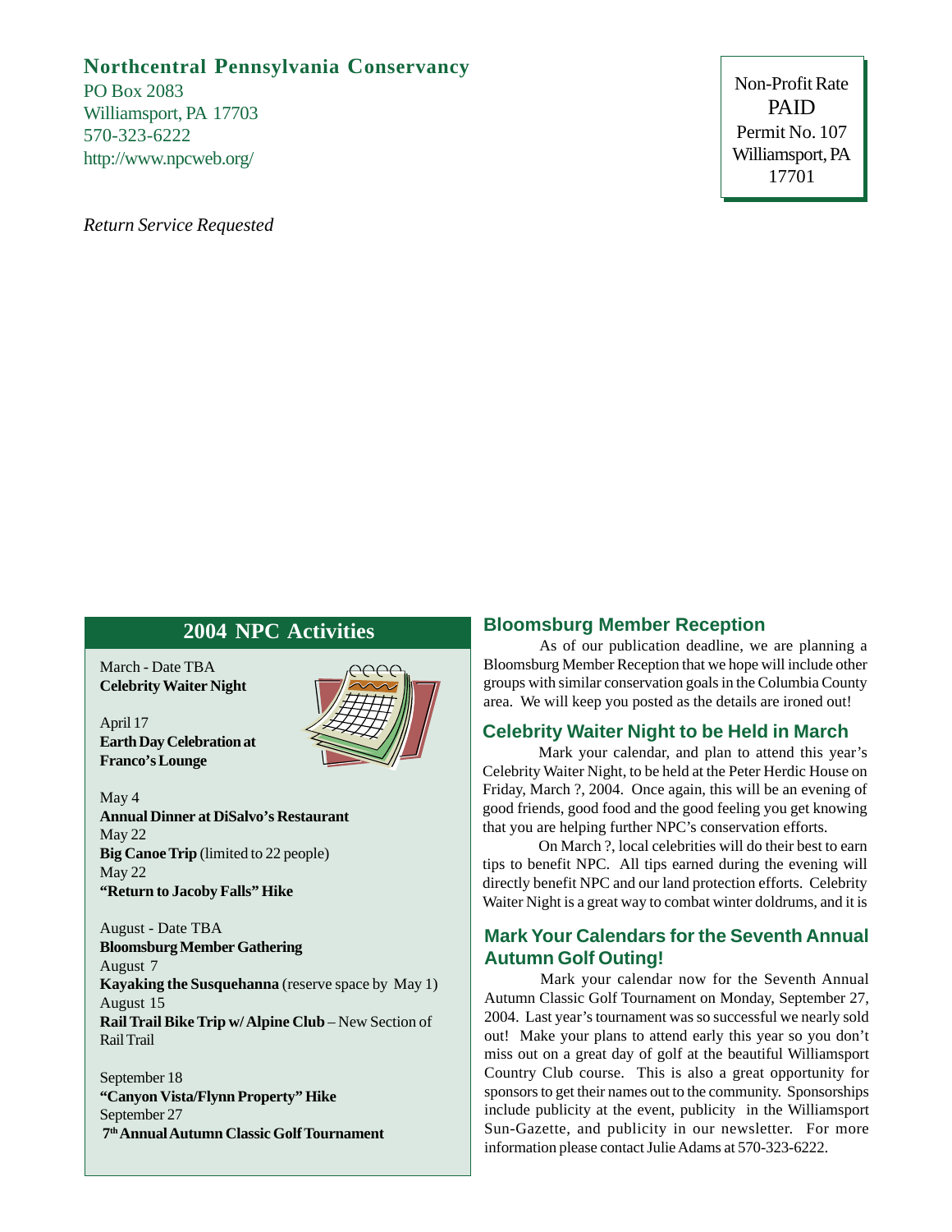**Northcentral Pennsylvania Conservancy**
PO Box 2083
Williamsport, PA 17703
570-323-6222
http://www.npcweb.org/

*Return Service Requested*

Non-Profit Rate
PAID
Permit No. 107
Williamsport, PA
17701

## 2004 NPC Activities

March - Date TBA
**Celebrity Waiter Night**

April 17
**Earth Day Celebration at Franco's Lounge**

May 4
**Annual Dinner at DiSalvo's Restaurant**
May 22
**Big Canoe Trip** (limited to 22 people)
May 22
**"Return to Jacoby Falls" Hike**

August - Date TBA
**Bloomsburg Member Gathering**
August 7
**Kayaking the Susquehanna** (reserve space by May 1)
August 15
**Rail Trail Bike Trip w/ Alpine Club** – New Section of Rail Trail

September 18
**"Canyon Vista/Flynn Property" Hike**
September 27
**7th Annual Autumn Classic Golf Tournament**

## Bloomsburg Member Reception

As of our publication deadline, we are planning a Bloomsburg Member Reception that we hope will include other groups with similar conservation goals in the Columbia County area. We will keep you posted as the details are ironed out!

## Celebrity Waiter Night to be Held in March

Mark your calendar, and plan to attend this year's Celebrity Waiter Night, to be held at the Peter Herdic House on Friday, March ?, 2004. Once again, this will be an evening of good friends, good food and the good feeling you get knowing that you are helping further NPC's conservation efforts.

On March ?, local celebrities will do their best to earn tips to benefit NPC. All tips earned during the evening will directly benefit NPC and our land protection efforts. Celebrity Waiter Night is a great way to combat winter doldrums, and it is

## Mark Your Calendars for the Seventh Annual Autumn Golf Outing!

Mark your calendar now for the Seventh Annual Autumn Classic Golf Tournament on Monday, September 27, 2004. Last year's tournament was so successful we nearly sold out! Make your plans to attend early this year so you don't miss out on a great day of golf at the beautiful Williamsport Country Club course. This is also a great opportunity for sponsors to get their names out to the community. Sponsorships include publicity at the event, publicity in the Williamsport Sun-Gazette, and publicity in our newsletter. For more information please contact Julie Adams at 570-323-6222.